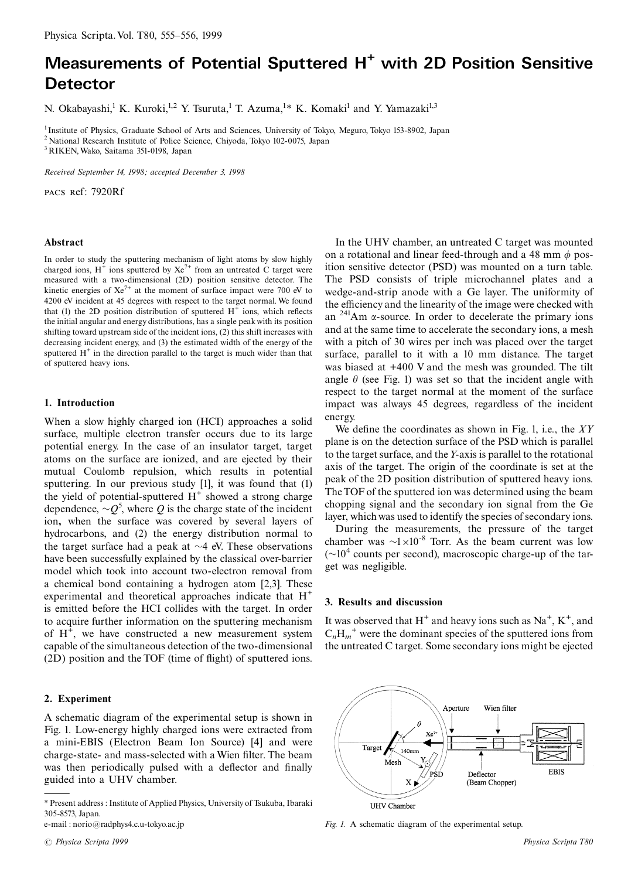# Measurements of Potential Sputtered $H^+$ with 2D Position Sensitive Detector

N. Okabayashi,[1] K. Kuroki,[1,2] Y. Tsuruta,[1] T. Azuma,[1]* K. Komaki[1] and Y. Yamazaki[1,3]

[1] Institute of Physics, Graduate School of Arts and Sciences, University of Tokyo, Meguro, Tokyo 153-8902, Japan
[2] National Research Institute of Police Science, Chiyoda, Tokyo 102-0075, Japan
[3] RIKEN, Wako, Saitama 351-0198, Japan

*Received September 14, 1998; accepted December 3, 1998*

PACS Ref: 7920Rf

### Abstract

In order to study the sputtering mechanism of light atoms by slow highly charged ions, $H^+$ ions sputtered by $Xe^{7+}$ from an untreated C target were measured with a two-dimensional (2D) position sensitive detector. The kinetic energies of $Xe^{7+}$ at the moment of surface impact were 700 eV to 4200 eV incident at 45 degrees with respect to the target normal. We found that (1) the 2D position distribution of sputtered $H^+$ ions, which reflects the initial angular and energy distributions, has a single peak with its position shifting toward upstream side of the incident ions, (2) this shift increases with decreasing incident energy, and (3) the estimated width of the energy of the sputtered $H^+$ in the direction parallel to the target is much wider than that of sputtered heavy ions.

## 1. Introduction

When a slow highly charged ion (HCI) approaches a solid surface, multiple electron transfer occurs due to its large potential energy. In the case of an insulator target, target atoms on the surface are ionized, and are ejected by their mutual Coulomb repulsion, which results in potential sputtering. In our previous study [1], it was found that (1) the yield of potential-sputtered $H^+$ showed a strong charge dependence, $\sim Q^5$, where $Q$ is the charge state of the incident ion, when the surface was covered by several layers of hydrocarbons, and (2) the energy distribution normal to the target surface had a peak at ~4 eV. These observations have been successfully explained by the classical over-barrier model which took into account two-electron removal from a chemical bond containing a hydrogen atom [2,3]. These experimental and theoretical approaches indicate that $H^+$ is emitted before the HCI collides with the target. In order to acquire further information on the sputtering mechanism of $H^+$, we have constructed a new measurement system capable of the simultaneous detection of the two-dimensional (2D) position and the TOF (time of flight) of sputtered ions.

## 2. Experiment

A schematic diagram of the experimental setup is shown in Fig. 1. Low-energy highly charged ions were extracted from a mini-EBIS (Electron Beam Ion Source) [4] and were charge-state- and mass-selected with a Wien filter. The beam was then periodically pulsed with a deflector and finally guided into a UHV chamber.

In the UHV chamber, an untreated C target was mounted on a rotational and linear feed-through and a 48 mm $\phi$ position sensitive detector (PSD) was mounted on a turn table. The PSD consists of triple microchannel plates and a wedge-and-strip anode with a Ge layer. The uniformity of the efficiency and the linearity of the image were checked with an $^{241}$Am $\alpha$-source. In order to decelerate the primary ions and at the same time to accelerate the secondary ions, a mesh with a pitch of 30 wires per inch was placed over the target surface, parallel to it with a 10 mm distance. The target was biased at +400 V and the mesh was grounded. The tilt angle $\theta$ (see Fig. 1) was set so that the incident angle with respect to the target normal at the moment of the surface impact was always 45 degrees, regardless of the incident energy.

We define the coordinates as shown in Fig. 1, i.e., the $XY$ plane is on the detection surface of the PSD which is parallel to the target surface, and the $Y$-axis is parallel to the rotational axis of the target. The origin of the coordinate is set at the peak of the 2D position distribution of sputtered heavy ions. The TOF of the sputtered ion was determined using the beam chopping signal and the secondary ion signal from the Ge layer, which was used to identify the species of secondary ions.

During the measurements, the pressure of the target chamber was $\sim 1\times10^{-8}$ Torr. As the beam current was low ($\sim 10^4$ counts per second), macroscopic charge-up of the target was negligible.

## 3. Results and discussion

It was observed that $H^+$ and heavy ions such as $Na^+$, $K^+$, and $C_nH_m{}^+$ were the dominant species of the sputtered ions from the untreated C target. Some secondary ions might be ejected

*Fig. 1.* A schematic diagram of the experimental setup.

---

\* Present address: Institute of Applied Physics, University of Tsukuba, Ibaraki 305-8573, Japan.
e-mail: norio@radphys4.c.u-tokyo.ac.jp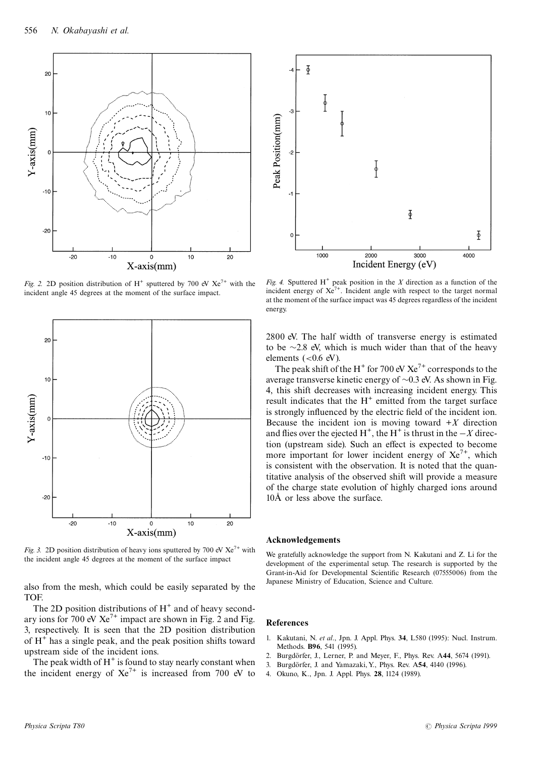Y-axis(mm)

20
10
0
-10
-20

-20 -10 0 10 20

X-axis(mm)

*Fig. 2.* 2D position distribution of $H^+$ sputtered by 700 eV $Xe^{7+}$ with the incident angle 45 degrees at the moment of the surface impact.

Y-axis(mm)

20
10
0
-10
-20

-20 -10 0 10 20

X-axis(mm)

*Fig. 3.* 2D position distribution of heavy ions sputtered by 700 eV $Xe^{7+}$ with the incident angle 45 degrees at the moment of the surface impact

also from the mesh, which could be easily separated by the TOF.

The 2D position distributions of $H^+$ and of heavy secondary ions for 700 eV $Xe^{7+}$ impact are shown in Fig. 2 and Fig. 3, respectively. It is seen that the 2D position distribution of $H^+$ has a single peak, and the peak position shifts toward upstream side of the incident ions.

The peak width of $H^+$ is found to stay nearly constant when the incident energy of $Xe^{7+}$ is increased from 700 eV to 2800 eV. The half width of transverse energy is estimated to be ~2.8 eV, which is much wider than that of the heavy elements (<0.6 eV).

Peak Position(mm)

-4
-3
-2
-1
0

1000 2000 3000 4000

Incident Energy (eV)

*Fig. 4.* Sputtered $H^+$ peak position in the $X$ direction as a function of the incident energy of $Xe^{7+}$. Incident angle with respect to the target normal at the moment of the surface impact was 45 degrees regardless of the incident energy.

The peak shift of the $H^+$ for 700 eV $Xe^{7+}$ corresponds to the average transverse kinetic energy of ~0.3 eV. As shown in Fig. 4, this shift decreases with increasing incident energy. This result indicates that the $H^+$ emitted from the target surface is strongly influenced by the electric field of the incident ion. Because the incident ion is moving toward $+X$ direction and flies over the ejected $H^+$, the $H^+$ is thrust in the $-X$ direction (upstream side). Such an effect is expected to become more important for lower incident energy of $Xe^{7+}$, which is consistent with the observation. It is noted that the quantitative analysis of the observed shift will provide a measure of the charge state evolution of highly charged ions around 10Å or less above the surface.

## Acknowledgements

We gratefully acknowledge the support from N. Kakutani and Z. Li for the development of the experimental setup. The research is supported by the Grant-in-Aid for Developmental Scientific Research (07555006) from the Japanese Ministry of Education, Science and Culture.

## References

1. Kakutani, N. *et al*., Jpn. J. Appl. Phys. **34**, L580 (1995): Nucl. Instrum. Methods. **B96**, 541 (1995).
2. Burgdörfer, J., Lerner, P. and Meyer, F., Phys. Rev. A**44**, 5674 (1991).
3. Burgdörfer, J. and Yamazaki, Y., Phys. Rev. A**54**, 4140 (1996).
4. Okuno, K., Jpn. J. Appl. Phys. **28**, 1124 (1989).